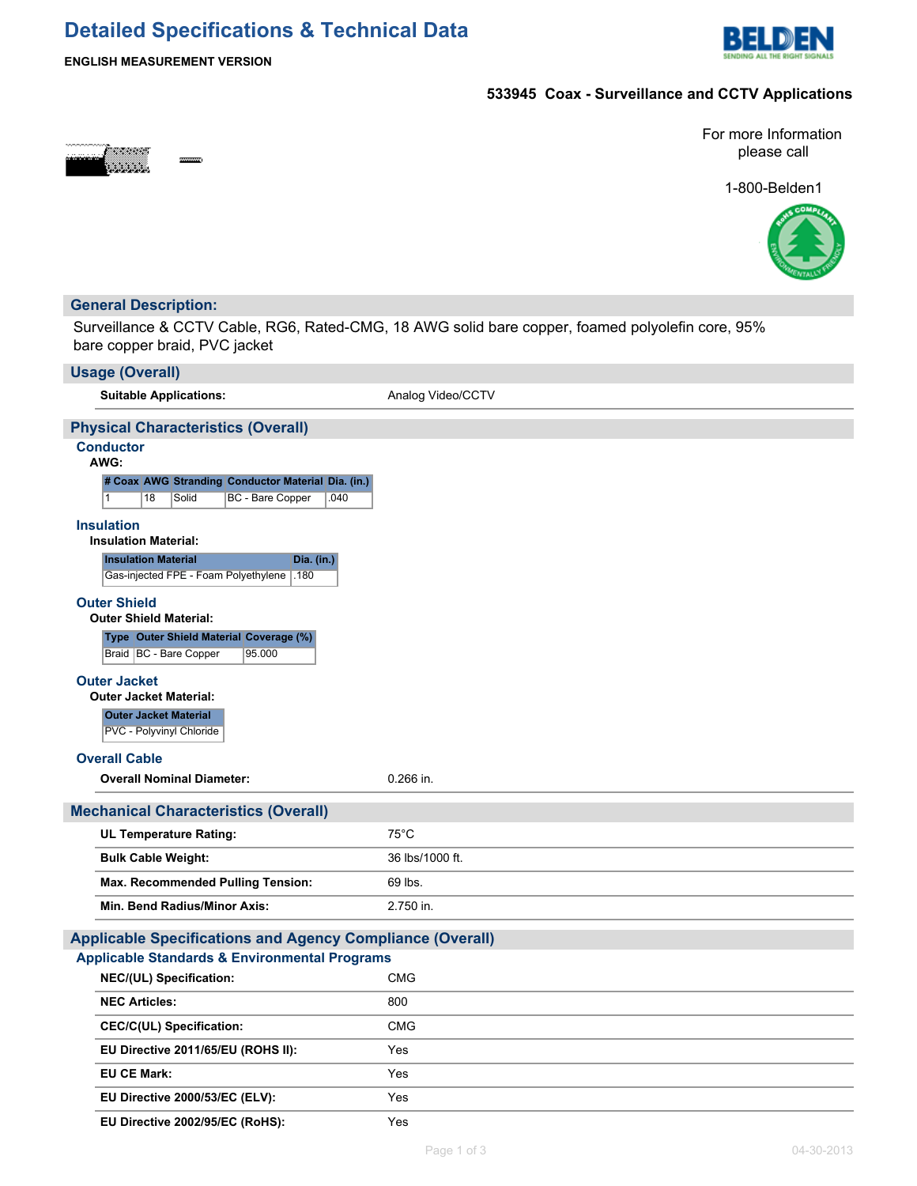# Detailed Specifications & Technical Data

**ENGLISH MEASUREMENT VERSION**

**533945 Coax - Surveillance and CCTV Applications**

For more Information please call

1-800-Belden1

## General Description:

Surveillance & CCTV Cable, RG6, Rated-CMG, 18 AWG solid bare copper, foamed polyolefin core, 95% bare copper braid, PVC jacket

## Usage (Overall)

| | |
|---|---|
| **Suitable Applications:** | Analog Video/CCTV |

## Physical Characteristics (Overall)

### Conductor

**AWG:**

| # Coax | AWG | Stranding | Conductor Material | Dia. (in.) |
|---|---|---|---|---|
| 1 | 18 | Solid | BC - Bare Copper | .040 |

### Insulation

**Insulation Material:**

| Insulation Material | Dia. (in.) |
|---|---|
| Gas-injected FPE - Foam Polyethylene | .180 |

### Outer Shield

**Outer Shield Material:**

| Type | Outer Shield Material | Coverage (%) |
|---|---|---|
| Braid | BC - Bare Copper | 95.000 |

### Outer Jacket

**Outer Jacket Material:**

| Outer Jacket Material |
|---|
| PVC - Polyvinyl Chloride |

### Overall Cable

| | |
|---|---|
| **Overall Nominal Diameter:** | 0.266 in. |

## Mechanical Characteristics (Overall)

| | |
|---|---|
| **UL Temperature Rating:** | 75°C |
| **Bulk Cable Weight:** | 36 lbs/1000 ft. |
| **Max. Recommended Pulling Tension:** | 69 lbs. |
| **Min. Bend Radius/Minor Axis:** | 2.750 in. |

## Applicable Specifications and Agency Compliance (Overall)

### Applicable Standards & Environmental Programs

| | |
|---|---|
| **NEC/(UL) Specification:** | CMG |
| **NEC Articles:** | 800 |
| **CEC/C(UL) Specification:** | CMG |
| **EU Directive 2011/65/EU (ROHS II):** | Yes |
| **EU CE Mark:** | Yes |
| **EU Directive 2000/53/EC (ELV):** | Yes |
| **EU Directive 2002/95/EC (RoHS):** | Yes |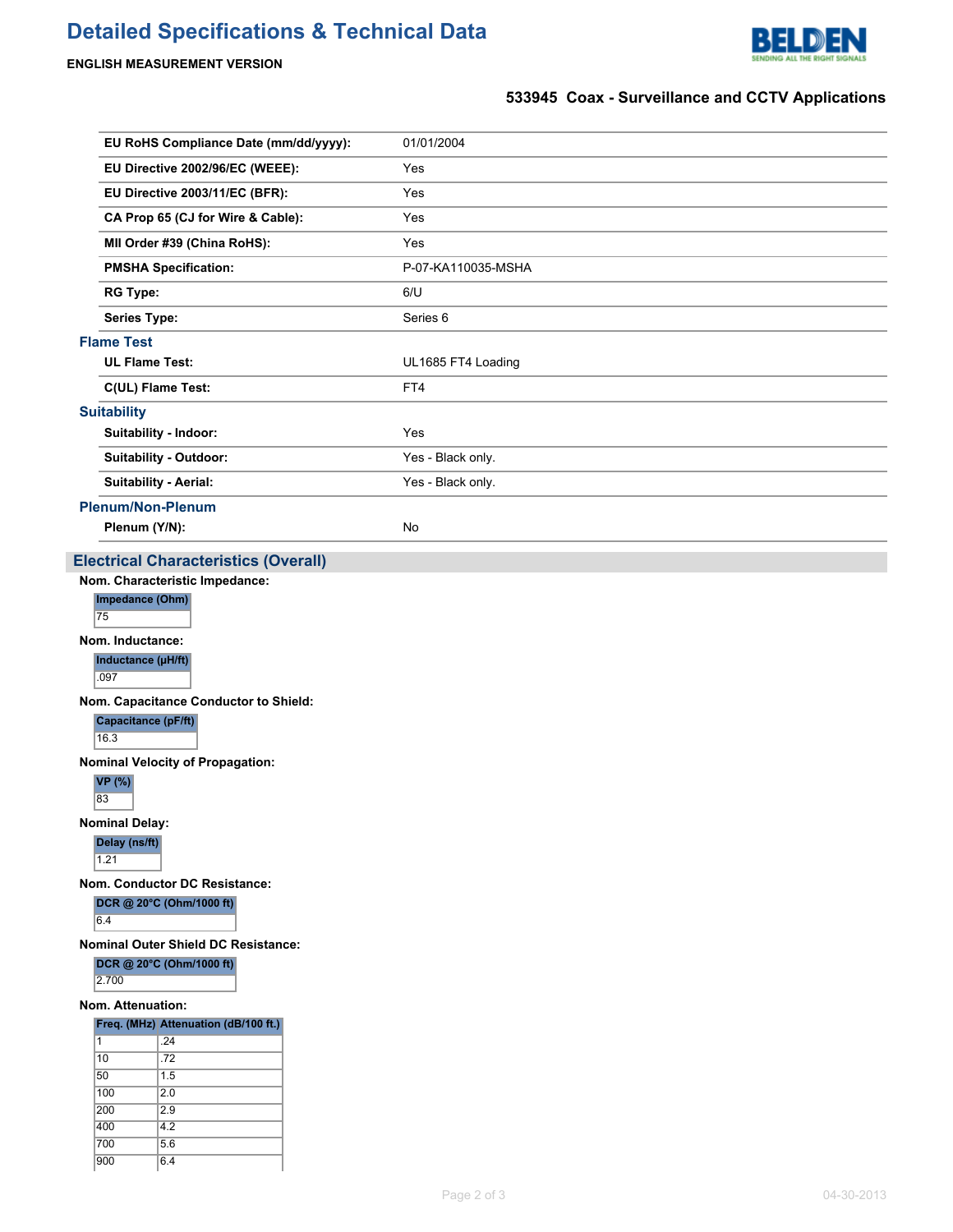# Detailed Specifications & Technical Data

**ENGLISH MEASUREMENT VERSION**

## 533945 Coax - Surveillance and CCTV Applications

| | |
|---|---|
| **EU RoHS Compliance Date (mm/dd/yyyy):** | 01/01/2004 |
| **EU Directive 2002/96/EC (WEEE):** | Yes |
| **EU Directive 2003/11/EC (BFR):** | Yes |
| **CA Prop 65 (CJ for Wire & Cable):** | Yes |
| **MII Order #39 (China RoHS):** | Yes |
| **PMSHA Specification:** | P-07-KA110035-MSHA |
| **RG Type:** | 6/U |
| **Series Type:** | Series 6 |

### Flame Test

| | |
|---|---|
| **UL Flame Test:** | UL1685 FT4 Loading |
| **C(UL) Flame Test:** | FT4 |

### Suitability

| | |
|---|---|
| **Suitability - Indoor:** | Yes |
| **Suitability - Outdoor:** | Yes - Black only. |
| **Suitability - Aerial:** | Yes - Black only. |

### Plenum/Non-Plenum

| | |
|---|---|
| **Plenum (Y/N):** | No |

## Electrical Characteristics (Overall)

**Nom. Characteristic Impedance:**

| Impedance (Ohm) |
|---|
| 75 |

**Nom. Inductance:**

| Inductance (µH/ft) |
|---|
| .097 |

**Nom. Capacitance Conductor to Shield:**

| Capacitance (pF/ft) |
|---|
| 16.3 |

**Nominal Velocity of Propagation:**

| VP (%) |
|---|
| 83 |

**Nominal Delay:**

| Delay (ns/ft) |
|---|
| 1.21 |

**Nom. Conductor DC Resistance:**

| DCR @ 20°C (Ohm/1000 ft) |
|---|
| 6.4 |

**Nominal Outer Shield DC Resistance:**

| DCR @ 20°C (Ohm/1000 ft) |
|---|
| 2.700 |

**Nom. Attenuation:**

| Freq. (MHz) | Attenuation (dB/100 ft.) |
|---|---|
| 1 | .24 |
| 10 | .72 |
| 50 | 1.5 |
| 100 | 2.0 |
| 200 | 2.9 |
| 400 | 4.2 |
| 700 | 5.6 |
| 900 | 6.4 |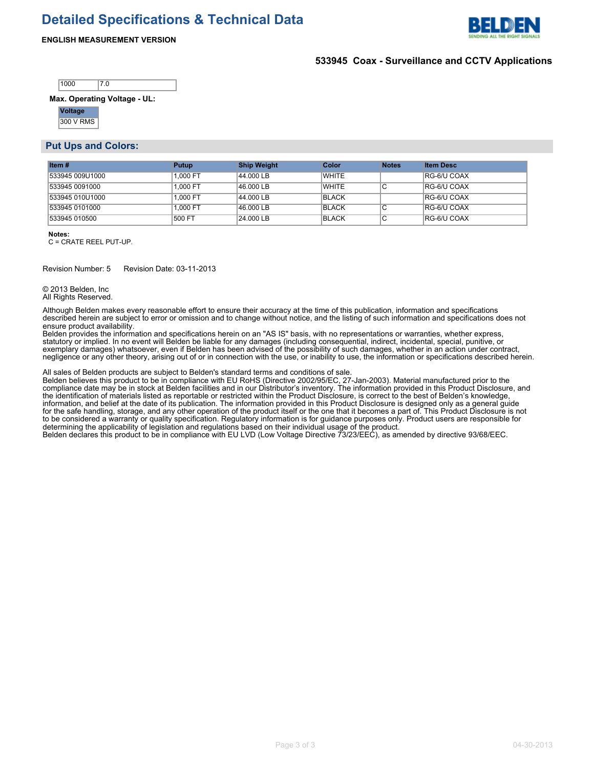| | |
|---|---|
| 1000 | 7.0 |

**Max. Operating Voltage - UL:**

| Voltage |
|---|
| 300 V RMS |

## Put Ups and Colors:

| Item # | Putup | Ship Weight | Color | Notes | Item Desc |
|---|---|---|---|---|---|
| 533945 009U1000 | 1,000 FT | 44.000 LB | WHITE | | RG-6/U COAX |
| 533945 0091000 | 1,000 FT | 46.000 LB | WHITE | C | RG-6/U COAX |
| 533945 010U1000 | 1,000 FT | 44.000 LB | BLACK | | RG-6/U COAX |
| 533945 0101000 | 1,000 FT | 46.000 LB | BLACK | C | RG-6/U COAX |
| 533945 010500 | 500 FT | 24.000 LB | BLACK | C | RG-6/U COAX |

**Notes:**
C = CRATE REEL PUT-UP.

Revision Number: 5 Revision Date: 03-11-2013

© 2013 Belden, Inc
All Rights Reserved.

Although Belden makes every reasonable effort to ensure their accuracy at the time of this publication, information and specifications described herein are subject to error or omission and to change without notice, and the listing of such information and specifications does not ensure product availability.
Belden provides the information and specifications herein on an "AS IS" basis, with no representations or warranties, whether express, statutory or implied. In no event will Belden be liable for any damages (including consequential, indirect, incidental, special, punitive, or exemplary damages) whatsoever, even if Belden has been advised of the possibility of such damages, whether in an action under contract, negligence or any other theory, arising out of or in connection with the use, or inability to use, the information or specifications described herein.

All sales of Belden products are subject to Belden's standard terms and conditions of sale.
Belden believes this product to be in compliance with EU RoHS (Directive 2002/95/EC, 27-Jan-2003). Material manufactured prior to the compliance date may be in stock at Belden facilities and in our Distributor's inventory. The information provided in this Product Disclosure, and the identification of materials listed as reportable or restricted within the Product Disclosure, is correct to the best of Belden's knowledge, information, and belief at the date of its publication. The information provided in this Product Disclosure is designed only as a general guide for the safe handling, storage, and any other operation of the product itself or the one that it becomes a part of. This Product Disclosure is not to be considered a warranty or quality specification. Regulatory information is for guidance purposes only. Product users are responsible for determining the applicability of legislation and regulations based on their individual usage of the product.
Belden declares this product to be in compliance with EU LVD (Low Voltage Directive 73/23/EEC), as amended by directive 93/68/EEC.